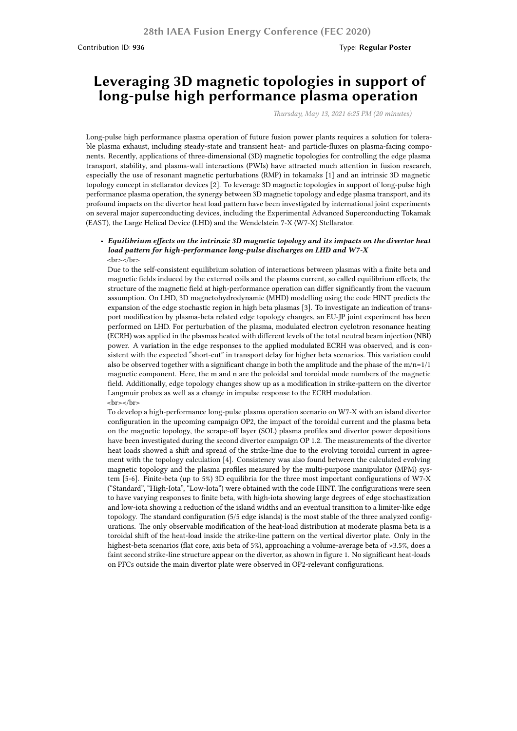# 28th IAEA Fusion Energy Conference (FEC 2020)

Contribution ID: **936**

Type: **Regular Poster**

# Leveraging 3D magnetic topologies in support of long-pulse high performance plasma operation

*Thursday, May 13, 2021 6:25 PM (20 minutes)*

Long-pulse high performance plasma operation of future fusion power plants requires a solution for tolerable plasma exhaust, including steady-state and transient heat- and particle-fluxes on plasma-facing components. Recently, applications of three-dimensional (3D) magnetic topologies for controlling the edge plasma transport, stability, and plasma-wall interactions (PWIs) have attracted much attention in fusion research, especially the use of resonant magnetic perturbations (RMP) in tokamaks [1] and an intrinsic 3D magnetic topology concept in stellarator devices [2]. To leverage 3D magnetic topologies in support of long-pulse high performance plasma operation, the synergy between 3D magnetic topology and edge plasma transport, and its profound impacts on the divertor heat load pattern have been investigated by international joint experiments on several major superconducting devices, including the Experimental Advanced Superconducting Tokamak (EAST), the Large Helical Device (LHD) and the Wendelstein 7-X (W7-X) Stellarator.

- ***Equilibrium effects on the intrinsic 3D magnetic topology and its impacts on the divertor heat load pattern for high-performance long-pulse discharges on LHD and W7-X***
  <br></br>
  Due to the self-consistent equilibrium solution of interactions between plasmas with a finite beta and magnetic fields induced by the external coils and the plasma current, so called equilibrium effects, the structure of the magnetic field at high-performance operation can differ significantly from the vacuum assumption. On LHD, 3D magnetohydrodynamic (MHD) modelling using the code HINT predicts the expansion of the edge stochastic region in high beta plasmas [3]. To investigate an indication of transport modification by plasma-beta related edge topology changes, an EU-JP joint experiment has been performed on LHD. For perturbation of the plasma, modulated electron cyclotron resonance heating (ECRH) was applied in the plasmas heated with different levels of the total neutral beam injection (NBI) power. A variation in the edge responses to the applied modulated ECRH was observed, and is consistent with the expected "short-cut" in transport delay for higher beta scenarios. This variation could also be observed together with a significant change in both the amplitude and the phase of the m/n=1/1 magnetic component. Here, the m and n are the poloidal and toroidal mode numbers of the magnetic field. Additionally, edge topology changes show up as a modification in strike-pattern on the divertor Langmuir probes as well as a change in impulse response to the ECRH modulation.
  <br></br>
  To develop a high-performance long-pulse plasma operation scenario on W7-X with an island divertor configuration in the upcoming campaign OP2, the impact of the toroidal current and the plasma beta on the magnetic topology, the scrape-off layer (SOL) plasma profiles and divertor power depositions have been investigated during the second divertor campaign OP 1.2. The measurements of the divertor heat loads showed a shift and spread of the strike-line due to the evolving toroidal current in agreement with the topology calculation [4]. Consistency was also found between the calculated evolving magnetic topology and the plasma profiles measured by the multi-purpose manipulator (MPM) system [5-6]. Finite-beta (up to 5%) 3D equilibria for the three most important configurations of W7-X ("Standard", "High-Iota", "Low-Iota") were obtained with the code HINT. The configurations were seen to have varying responses to finite beta, with high-iota showing large degrees of edge stochastization and low-iota showing a reduction of the island widths and an eventual transition to a limiter-like edge topology. The standard configuration (5/5 edge islands) is the most stable of the three analyzed configurations. The only observable modification of the heat-load distribution at moderate plasma beta is a toroidal shift of the heat-load inside the strike-line pattern on the vertical divertor plate. Only in the highest-beta scenarios (flat core, axis beta of 5%), approaching a volume-average beta of >3.5%, does a faint second strike-line structure appear on the divertor, as shown in figure 1. No significant heat-loads on PFCs outside the main divertor plate were observed in OP2-relevant configurations.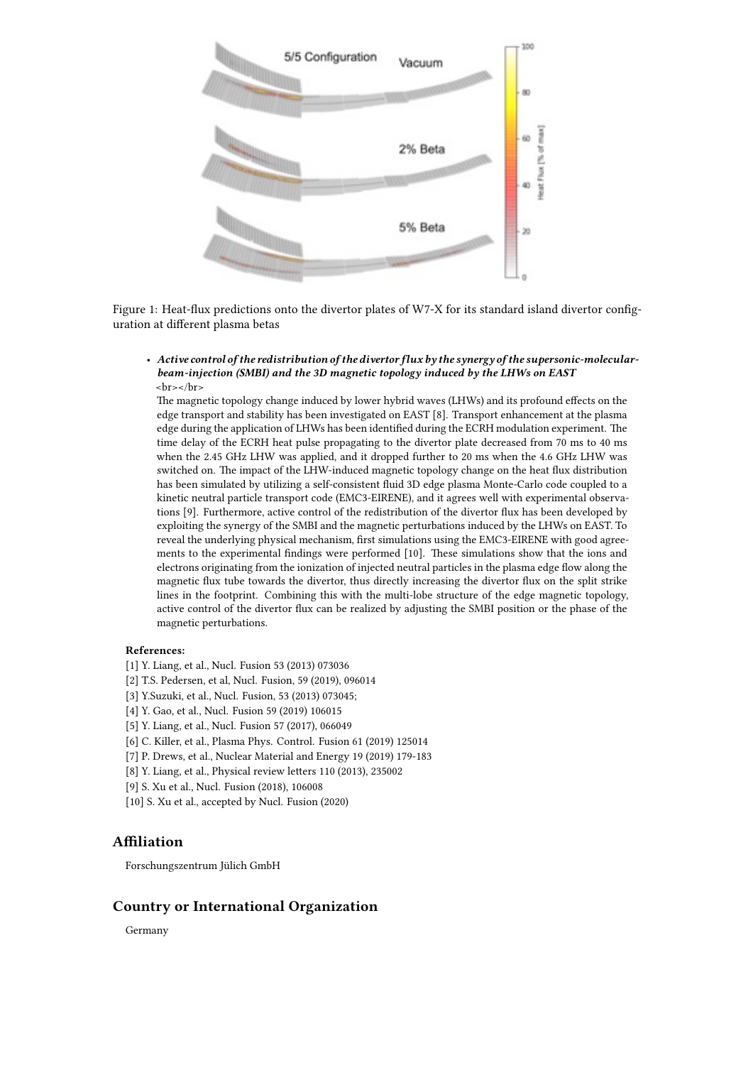Figure 1: Heat-flux predictions onto the divertor plates of W7-X for its standard island divertor configuration at different plasma betas

- ***Active control of the redistribution of the divertor flux by the synergy of the supersonic-molecular-beam-injection (SMBI) and the 3D magnetic topology induced by the LHWs on EAST***
  <br></br>
  The magnetic topology change induced by lower hybrid waves (LHWs) and its profound effects on the edge transport and stability has been investigated on EAST [8]. Transport enhancement at the plasma edge during the application of LHWs has been identified during the ECRH modulation experiment. The time delay of the ECRH heat pulse propagating to the divertor plate decreased from 70 ms to 40 ms when the 2.45 GHz LHW was applied, and it dropped further to 20 ms when the 4.6 GHz LHW was switched on. The impact of the LHW-induced magnetic topology change on the heat flux distribution has been simulated by utilizing a self-consistent fluid 3D edge plasma Monte-Carlo code coupled to a kinetic neutral particle transport code (EMC3-EIRENE), and it agrees well with experimental observations [9]. Furthermore, active control of the redistribution of the divertor flux has been developed by exploiting the synergy of the SMBI and the magnetic perturbations induced by the LHWs on EAST. To reveal the underlying physical mechanism, first simulations using the EMC3-EIRENE with good agreements to the experimental findings were performed [10]. These simulations show that the ions and electrons originating from the ionization of injected neutral particles in the plasma edge flow along the magnetic flux tube towards the divertor, thus directly increasing the divertor flux on the split strike lines in the footprint. Combining this with the multi-lobe structure of the edge magnetic topology, active control of the divertor flux can be realized by adjusting the SMBI position or the phase of the magnetic perturbations.

**References:**

[1] Y. Liang, et al., Nucl. Fusion 53 (2013) 073036
[2] T.S. Pedersen, et al, Nucl. Fusion, 59 (2019), 096014
[3] Y.Suzuki, et al., Nucl. Fusion, 53 (2013) 073045;
[4] Y. Gao, et al., Nucl. Fusion 59 (2019) 106015
[5] Y. Liang, et al., Nucl. Fusion 57 (2017), 066049
[6] C. Killer, et al., Plasma Phys. Control. Fusion 61 (2019) 125014
[7] P. Drews, et al., Nuclear Material and Energy 19 (2019) 179-183
[8] Y. Liang, et al., Physical review letters 110 (2013), 235002
[9] S. Xu et al., Nucl. Fusion (2018), 106008
[10] S. Xu et al., accepted by Nucl. Fusion (2020)

## Affiliation

Forschungszentrum Jülich GmbH

## Country or International Organization

Germany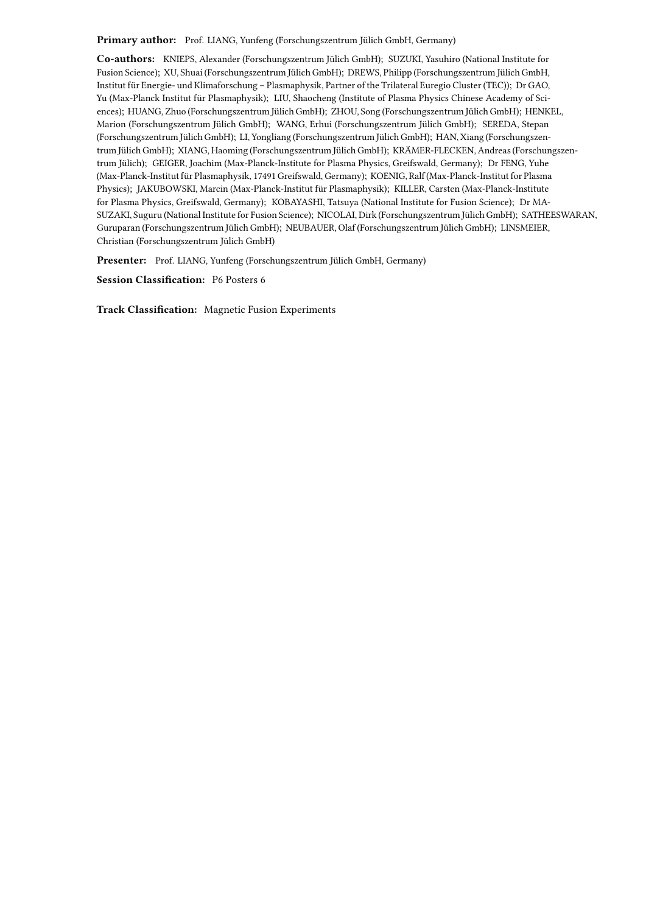**Primary author:** Prof. LIANG, Yunfeng (Forschungszentrum Jülich GmbH, Germany)

**Co-authors:** KNIEPS, Alexander (Forschungszentrum Jülich GmbH); SUZUKI, Yasuhiro (National Institute for Fusion Science); XU, Shuai (Forschungszentrum Jülich GmbH); DREWS, Philipp (Forschungszentrum Jülich GmbH, Institut für Energie- und Klimaforschung – Plasmaphysik, Partner of the Trilateral Euregio Cluster (TEC)); Dr GAO, Yu (Max-Planck Institut für Plasmaphysik); LIU, Shaocheng (Institute of Plasma Physics Chinese Academy of Sciences); HUANG, Zhuo (Forschungszentrum Jülich GmbH); ZHOU, Song (Forschungszentrum Jülich GmbH); HENKEL, Marion (Forschungszentrum Jülich GmbH); WANG, Erhui (Forschungszentrum Jülich GmbH); SEREDA, Stepan (Forschungszentrum Jülich GmbH); LI, Yongliang (Forschungszentrum Jülich GmbH); HAN, Xiang (Forschungszentrum Jülich GmbH); XIANG, Haoming (Forschungszentrum Jülich GmbH); KRÄMER-FLECKEN, Andreas (Forschungszentrum Jülich); GEIGER, Joachim (Max-Planck-Institute for Plasma Physics, Greifswald, Germany); Dr FENG, Yuhe (Max-Planck-Institut für Plasmaphysik, 17491 Greifswald, Germany); KOENIG, Ralf (Max-Planck-Institut for Plasma Physics); JAKUBOWSKI, Marcin (Max-Planck-Institut für Plasmaphysik); KILLER, Carsten (Max-Planck-Institute for Plasma Physics, Greifswald, Germany); KOBAYASHI, Tatsuya (National Institute for Fusion Science); Dr MASUZAKI, Suguru (National Institute for Fusion Science); NICOLAI, Dirk (Forschungszentrum Jülich GmbH); SATHEESWARAN, Guruparan (Forschungszentrum Jülich GmbH); NEUBAUER, Olaf (Forschungszentrum Jülich GmbH); LINSMEIER, Christian (Forschungszentrum Jülich GmbH)

**Presenter:** Prof. LIANG, Yunfeng (Forschungszentrum Jülich GmbH, Germany)

**Session Classification:** P6 Posters 6

**Track Classification:** Magnetic Fusion Experiments